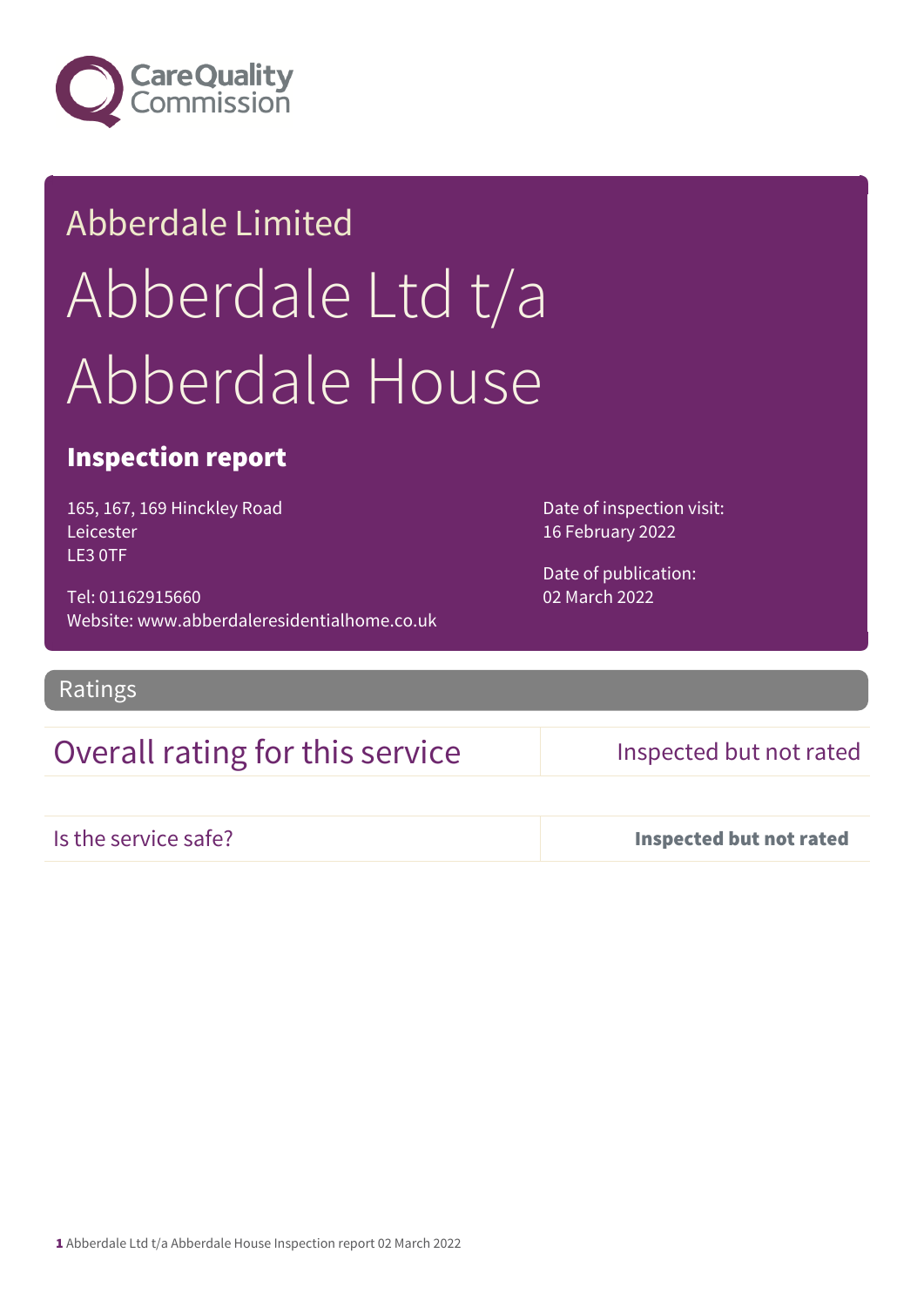Abberdale Limited

# Abberdale Ltd t/a Abberdale House

## Inspection report

165, 167, 169 Hinckley Road
Leicester
LE3 0TF

Tel: 01162915660
Website: www.abberdaleresidentialhome.co.uk

Date of inspection visit:
16 February 2022

Date of publication:
02 March 2022

## Ratings

| Overall rating for this service | Inspected but not rated |
|---|---|
| Is the service safe? | **Inspected but not rated** |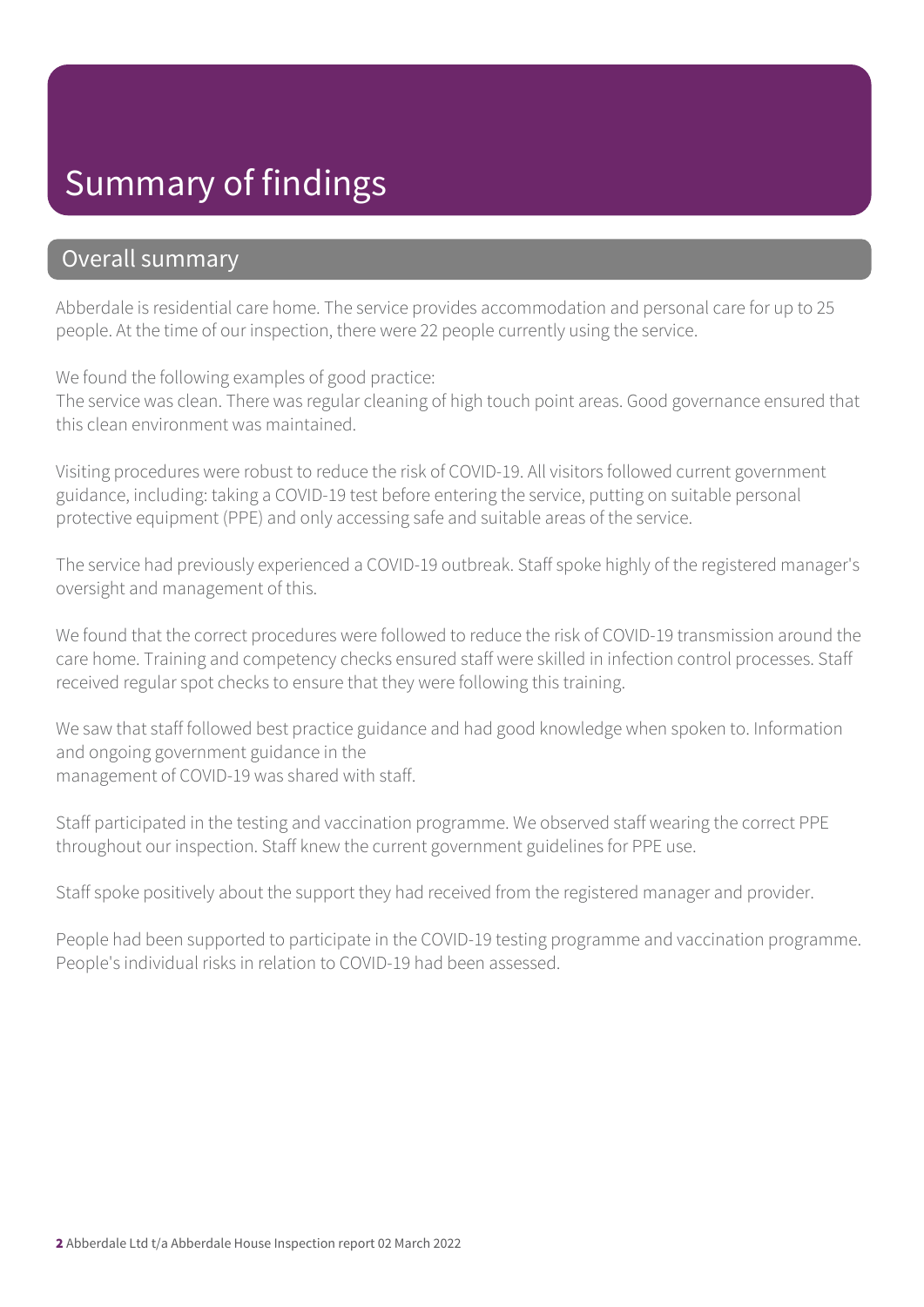# Summary of findings

## Overall summary

Abberdale is residential care home. The service provides accommodation and personal care for up to 25 people. At the time of our inspection, there were 22 people currently using the service.

We found the following examples of good practice:
The service was clean. There was regular cleaning of high touch point areas. Good governance ensured that this clean environment was maintained.

Visiting procedures were robust to reduce the risk of COVID-19. All visitors followed current government guidance, including: taking a COVID-19 test before entering the service, putting on suitable personal protective equipment (PPE) and only accessing safe and suitable areas of the service.

The service had previously experienced a COVID-19 outbreak. Staff spoke highly of the registered manager's oversight and management of this.

We found that the correct procedures were followed to reduce the risk of COVID-19 transmission around the care home. Training and competency checks ensured staff were skilled in infection control processes. Staff received regular spot checks to ensure that they were following this training.

We saw that staff followed best practice guidance and had good knowledge when spoken to. Information and ongoing government guidance in the management of COVID-19 was shared with staff.

Staff participated in the testing and vaccination programme. We observed staff wearing the correct PPE throughout our inspection. Staff knew the current government guidelines for PPE use.

Staff spoke positively about the support they had received from the registered manager and provider.

People had been supported to participate in the COVID-19 testing programme and vaccination programme. People's individual risks in relation to COVID-19 had been assessed.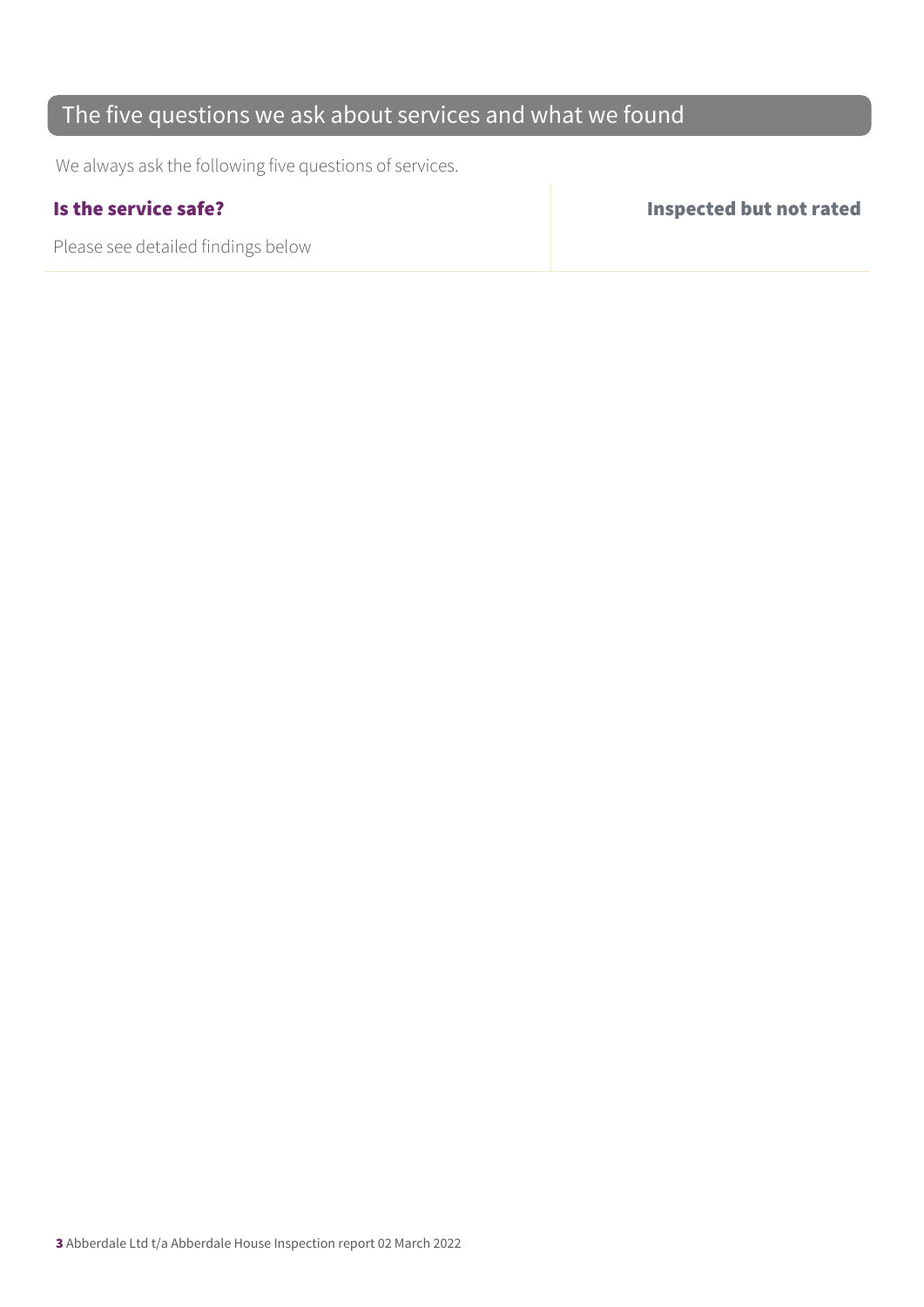## The five questions we ask about services and what we found

We always ask the following five questions of services.

| **Is the service safe?** | **Inspected but not rated** |
| --- | --- |
| Please see detailed findings below | |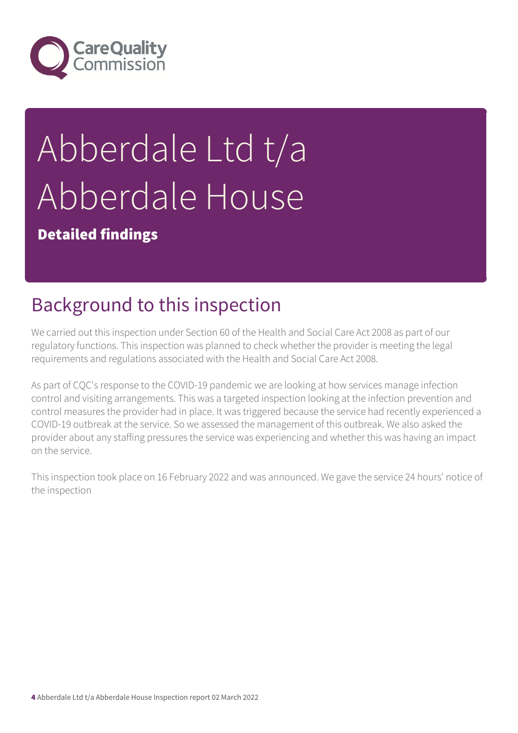# Abberdale Ltd t/a Abberdale House

**Detailed findings**

## Background to this inspection

We carried out this inspection under Section 60 of the Health and Social Care Act 2008 as part of our regulatory functions. This inspection was planned to check whether the provider is meeting the legal requirements and regulations associated with the Health and Social Care Act 2008.

As part of CQC's response to the COVID-19 pandemic we are looking at how services manage infection control and visiting arrangements. This was a targeted inspection looking at the infection prevention and control measures the provider had in place. It was triggered because the service had recently experienced a COVID-19 outbreak at the service. So we assessed the management of this outbreak. We also asked the provider about any staffing pressures the service was experiencing and whether this was having an impact on the service.

This inspection took place on 16 February 2022 and was announced. We gave the service 24 hours' notice of the inspection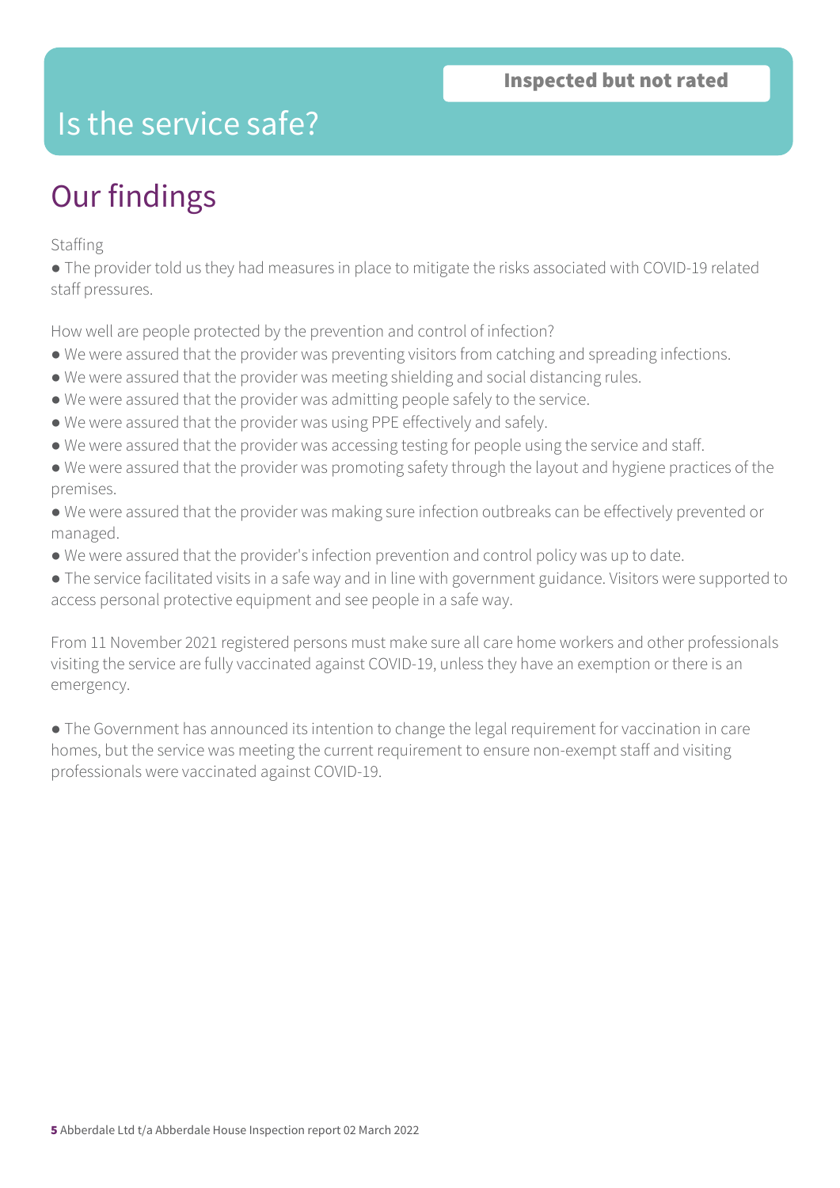Inspected but not rated

# Is the service safe?

## Our findings

Staffing

- The provider told us they had measures in place to mitigate the risks associated with COVID-19 related staff pressures.

How well are people protected by the prevention and control of infection?

- We were assured that the provider was preventing visitors from catching and spreading infections.
- We were assured that the provider was meeting shielding and social distancing rules.
- We were assured that the provider was admitting people safely to the service.
- We were assured that the provider was using PPE effectively and safely.
- We were assured that the provider was accessing testing for people using the service and staff.
- We were assured that the provider was promoting safety through the layout and hygiene practices of the premises.
- We were assured that the provider was making sure infection outbreaks can be effectively prevented or managed.
- We were assured that the provider's infection prevention and control policy was up to date.
- The service facilitated visits in a safe way and in line with government guidance. Visitors were supported to access personal protective equipment and see people in a safe way.

From 11 November 2021 registered persons must make sure all care home workers and other professionals visiting the service are fully vaccinated against COVID-19, unless they have an exemption or there is an emergency.

- The Government has announced its intention to change the legal requirement for vaccination in care homes, but the service was meeting the current requirement to ensure non-exempt staff and visiting professionals were vaccinated against COVID-19.